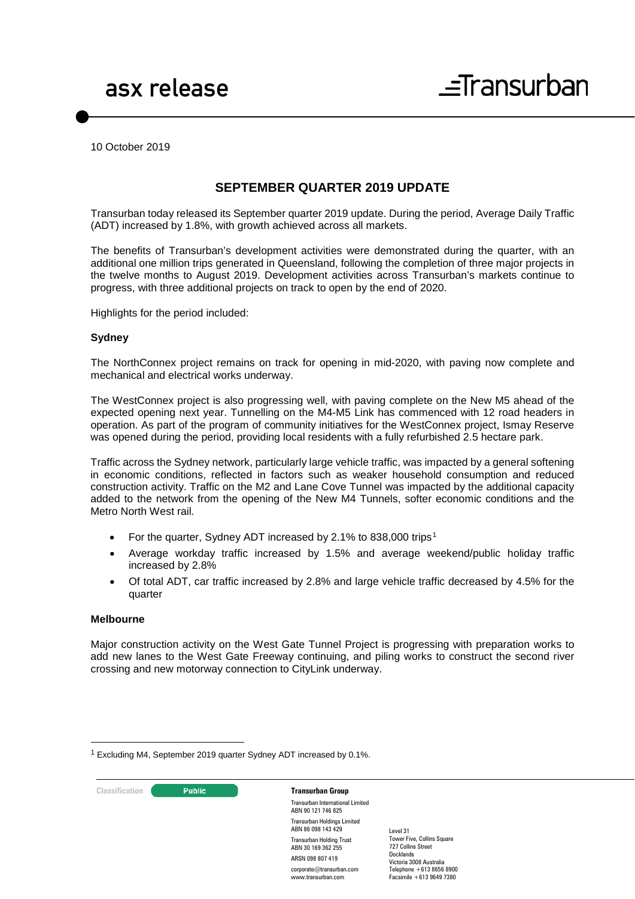asx release

10 October 2019

# SEPTEMBER QUARTER 2019 UPDATE

Transurban today released its September quarter 2019 update. During the period, Average Daily Traffic (ADT) increased by 1.8%, with growth achieved across all markets.

The benefits of Transurban's development activities were demonstrated during the quarter, with an additional one million trips generated in Queensland, following the completion of three major projects in the twelve months to August 2019. Development activities across Transurban's markets continue to progress, with three additional projects on track to open by the end of 2020.

Highlights for the period included:

### Sydney

The NorthConnex project remains on track for opening in mid-2020, with paving now complete and mechanical and electrical works underway.

The WestConnex project is also progressing well, with paving complete on the New M5 ahead of the expected opening next year. Tunnelling on the M4-M5 Link has commenced with 12 road headers in operation. As part of the program of community initiatives for the WestConnex project, Ismay Reserve was opened during the period, providing local residents with a fully refurbished 2.5 hectare park.

Traffic across the Sydney network, particularly large vehicle traffic, was impacted by a general softening in economic conditions, reflected in factors such as weaker household consumption and reduced construction activity. Traffic on the M2 and Lane Cove Tunnel was impacted by the additional capacity added to the network from the opening of the New M4 Tunnels, softer economic conditions and the Metro North West rail.

- For the quarter, Sydney ADT increased by 2.1% to 838,000 trips[1]
- Average workday traffic increased by 1.5% and average weekend/public holiday traffic increased by 2.8%
- Of total ADT, car traffic increased by 2.8% and large vehicle traffic decreased by 4.5% for the quarter

### Melbourne

Major construction activity on the West Gate Tunnel Project is progressing with preparation works to add new lanes to the West Gate Freeway continuing, and piling works to construct the second river crossing and new motorway connection to CityLink underway.

[1] Excluding M4, September 2019 quarter Sydney ADT increased by 0.1%.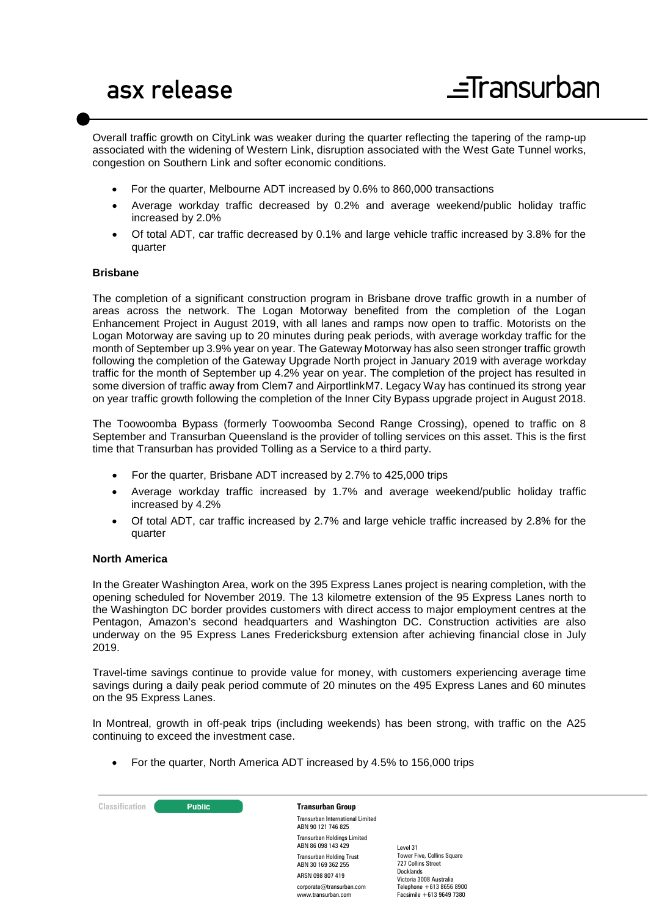Overall traffic growth on CityLink was weaker during the quarter reflecting the tapering of the ramp-up associated with the widening of Western Link, disruption associated with the West Gate Tunnel works, congestion on Southern Link and softer economic conditions.

- For the quarter, Melbourne ADT increased by 0.6% to 860,000 transactions
- Average workday traffic decreased by 0.2% and average weekend/public holiday traffic increased by 2.0%
- Of total ADT, car traffic decreased by 0.1% and large vehicle traffic increased by 3.8% for the quarter

**Brisbane**

The completion of a significant construction program in Brisbane drove traffic growth in a number of areas across the network. The Logan Motorway benefited from the completion of the Logan Enhancement Project in August 2019, with all lanes and ramps now open to traffic. Motorists on the Logan Motorway are saving up to 20 minutes during peak periods, with average workday traffic for the month of September up 3.9% year on year. The Gateway Motorway has also seen stronger traffic growth following the completion of the Gateway Upgrade North project in January 2019 with average workday traffic for the month of September up 4.2% year on year. The completion of the project has resulted in some diversion of traffic away from Clem7 and AirportlinkM7. Legacy Way has continued its strong year on year traffic growth following the completion of the Inner City Bypass upgrade project in August 2018.

The Toowoomba Bypass (formerly Toowoomba Second Range Crossing), opened to traffic on 8 September and Transurban Queensland is the provider of tolling services on this asset. This is the first time that Transurban has provided Tolling as a Service to a third party.

- For the quarter, Brisbane ADT increased by 2.7% to 425,000 trips
- Average workday traffic increased by 1.7% and average weekend/public holiday traffic increased by 4.2%
- Of total ADT, car traffic increased by 2.7% and large vehicle traffic increased by 2.8% for the quarter

**North America**

In the Greater Washington Area, work on the 395 Express Lanes project is nearing completion, with the opening scheduled for November 2019. The 13 kilometre extension of the 95 Express Lanes north to the Washington DC border provides customers with direct access to major employment centres at the Pentagon, Amazon's second headquarters and Washington DC. Construction activities are also underway on the 95 Express Lanes Fredericksburg extension after achieving financial close in July 2019.

Travel-time savings continue to provide value for money, with customers experiencing average time savings during a daily peak period commute of 20 minutes on the 495 Express Lanes and 60 minutes on the 95 Express Lanes.

In Montreal, growth in off-peak trips (including weekends) has been strong, with traffic on the A25 continuing to exceed the investment case.

- For the quarter, North America ADT increased by 4.5% to 156,000 trips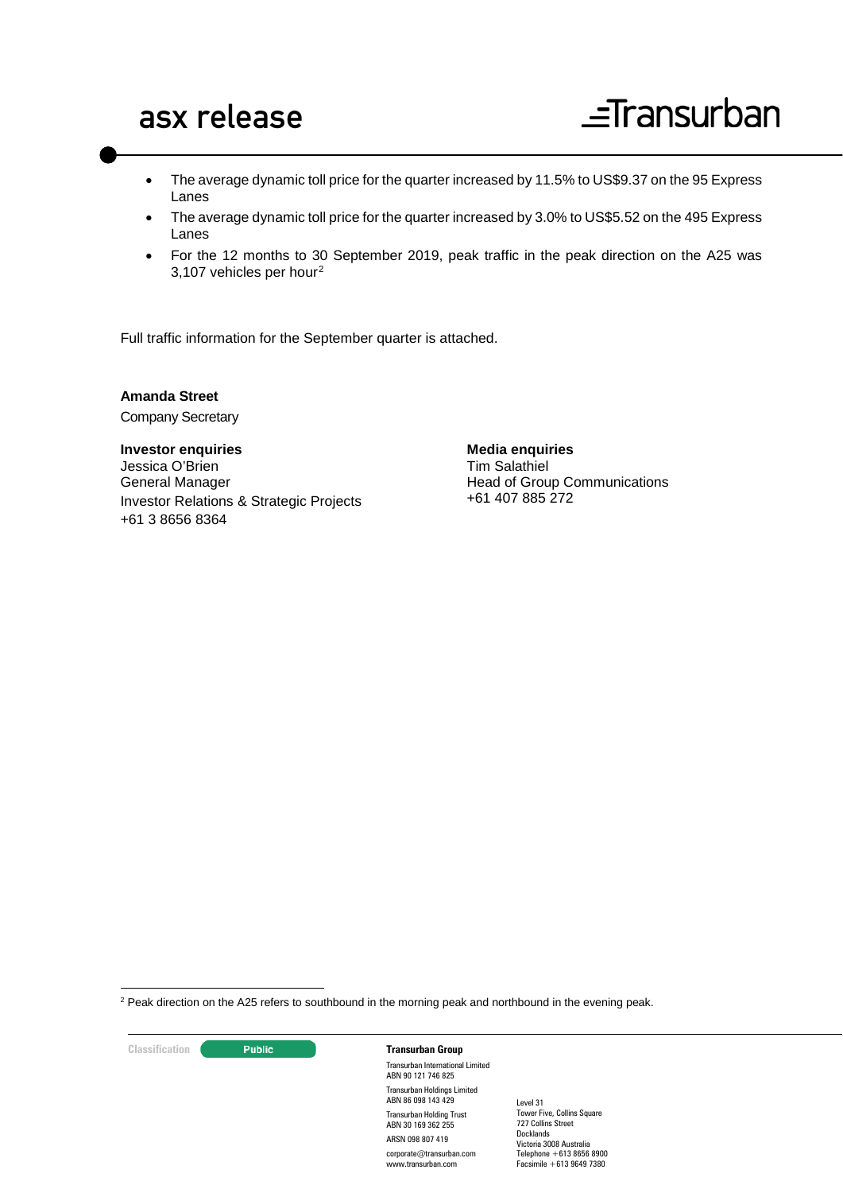- The average dynamic toll price for the quarter increased by 11.5% to US$9.37 on the 95 Express Lanes
- The average dynamic toll price for the quarter increased by 3.0% to US$5.52 on the 495 Express Lanes
- For the 12 months to 30 September 2019, peak traffic in the peak direction on the A25 was 3,107 vehicles per hour[2]

Full traffic information for the September quarter is attached.

**Amanda Street**
Company Secretary

**Investor enquiries**
Jessica O'Brien
General Manager
Investor Relations & Strategic Projects
+61 3 8656 8364

**Media enquiries**
Tim Salathiel
Head of Group Communications
+61 407 885 272

[2] Peak direction on the A25 refers to southbound in the morning peak and northbound in the evening peak.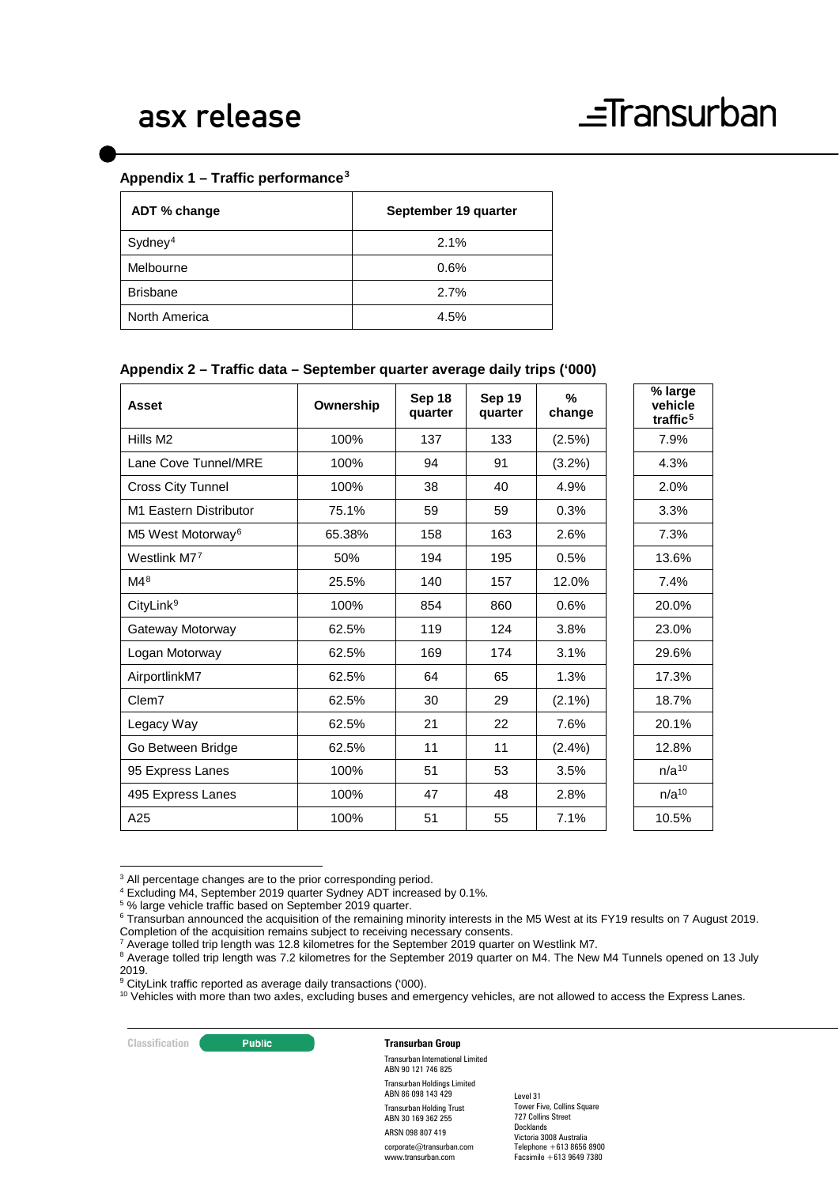## Appendix 1 – Traffic performance[3]

| ADT % change | September 19 quarter |
|---|---|
| Sydney[4] | 2.1% |
| Melbourne | 0.6% |
| Brisbane | 2.7% |
| North America | 4.5% |

## Appendix 2 – Traffic data – September quarter average daily trips ('000)

| Asset | Ownership | Sep 18 quarter | Sep 19 quarter | % change | % large vehicle traffic[5] |
|---|---|---|---|---|---|
| Hills M2 | 100% | 137 | 133 | (2.5%) | 7.9% |
| Lane Cove Tunnel/MRE | 100% | 94 | 91 | (3.2%) | 4.3% |
| Cross City Tunnel | 100% | 38 | 40 | 4.9% | 2.0% |
| M1 Eastern Distributor | 75.1% | 59 | 59 | 0.3% | 3.3% |
| M5 West Motorway[6] | 65.38% | 158 | 163 | 2.6% | 7.3% |
| Westlink M7[7] | 50% | 194 | 195 | 0.5% | 13.6% |
| M4[8] | 25.5% | 140 | 157 | 12.0% | 7.4% |
| CityLink[9] | 100% | 854 | 860 | 0.6% | 20.0% |
| Gateway Motorway | 62.5% | 119 | 124 | 3.8% | 23.0% |
| Logan Motorway | 62.5% | 169 | 174 | 3.1% | 29.6% |
| AirportlinkM7 | 62.5% | 64 | 65 | 1.3% | 17.3% |
| Clem7 | 62.5% | 30 | 29 | (2.1%) | 18.7% |
| Legacy Way | 62.5% | 21 | 22 | 7.6% | 20.1% |
| Go Between Bridge | 62.5% | 11 | 11 | (2.4%) | 12.8% |
| 95 Express Lanes | 100% | 51 | 53 | 3.5% | n/a[10] |
| 495 Express Lanes | 100% | 47 | 48 | 2.8% | n/a[10] |
| A25 | 100% | 51 | 55 | 7.1% | 10.5% |

[3] All percentage changes are to the prior corresponding period.

[4] Excluding M4, September 2019 quarter Sydney ADT increased by 0.1%.

[5] % large vehicle traffic based on September 2019 quarter.

[6] Transurban announced the acquisition of the remaining minority interests in the M5 West at its FY19 results on 7 August 2019. Completion of the acquisition remains subject to receiving necessary consents.

[7] Average tolled trip length was 12.8 kilometres for the September 2019 quarter on Westlink M7.

[8] Average tolled trip length was 7.2 kilometres for the September 2019 quarter on M4. The New M4 Tunnels opened on 13 July 2019.

[9] CityLink traffic reported as average daily transactions ('000).

[10] Vehicles with more than two axles, excluding buses and emergency vehicles, are not allowed to access the Express Lanes.